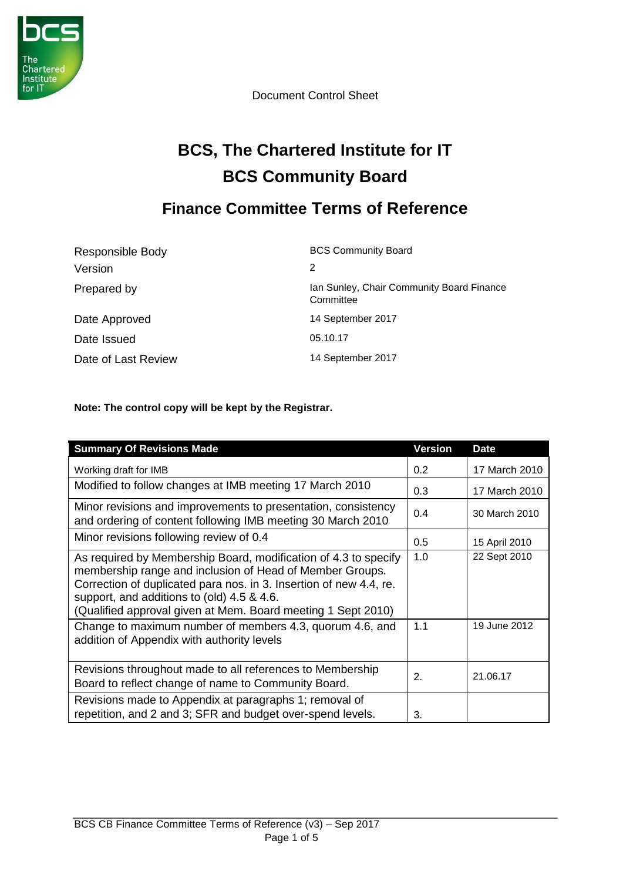Document Control Sheet

# BCS, The Chartered Institute for IT

# BCS Community Board

## Finance Committee Terms of Reference

| | |
|---|---|
| Responsible Body | BCS Community Board |
| Version | 2 |
| Prepared by | Ian Sunley, Chair Community Board Finance Committee |
| Date Approved | 14 September 2017 |
| Date Issued | 05.10.17 |
| Date of Last Review | 14 September 2017 |

**Note: The control copy will be kept by the Registrar.**

| Summary Of Revisions Made | Version | Date |
|---|---|---|
| Working draft for IMB | 0.2 | 17 March 2010 |
| Modified to follow changes at IMB meeting 17 March 2010 | 0.3 | 17 March 2010 |
| Minor revisions and improvements to presentation, consistency and ordering of content following IMB meeting 30 March 2010 | 0.4 | 30 March 2010 |
| Minor revisions following review of 0.4 | 0.5 | 15 April 2010 |
| As required by Membership Board, modification of 4.3 to specify membership range and inclusion of Head of Member Groups. Correction of duplicated para nos. in 3. Insertion of new 4.4, re. support, and additions to (old) 4.5 & 4.6. (Qualified approval given at Mem. Board meeting 1 Sept 2010) | 1.0 | 22 Sept 2010 |
| Change to maximum number of members 4.3, quorum 4.6, and addition of Appendix with authority levels | 1.1 | 19 June 2012 |
| Revisions throughout made to all references to Membership Board to reflect change of name to Community Board. | 2. | 21.06.17 |
| Revisions made to Appendix at paragraphs 1; removal of repetition, and 2 and 3; SFR and budget over-spend levels. | 3. | |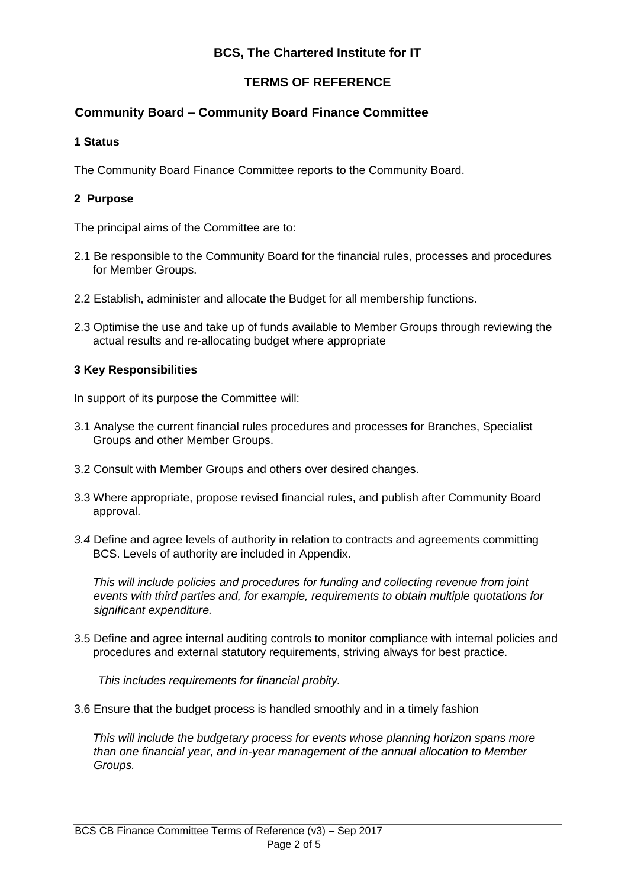# BCS, The Chartered Institute for IT

## TERMS OF REFERENCE

## Community Board – Community Board Finance Committee

### 1 Status

The Community Board Finance Committee reports to the Community Board.

### 2 Purpose

The principal aims of the Committee are to:

2.1 Be responsible to the Community Board for the financial rules, processes and procedures for Member Groups.

2.2 Establish, administer and allocate the Budget for all membership functions.

2.3 Optimise the use and take up of funds available to Member Groups through reviewing the actual results and re-allocating budget where appropriate

### 3 Key Responsibilities

In support of its purpose the Committee will:

3.1 Analyse the current financial rules procedures and processes for Branches, Specialist Groups and other Member Groups.

3.2 Consult with Member Groups and others over desired changes.

3.3 Where appropriate, propose revised financial rules, and publish after Community Board approval.

*3.4* Define and agree levels of authority in relation to contracts and agreements committing BCS. Levels of authority are included in Appendix.

*This will include policies and procedures for funding and collecting revenue from joint events with third parties and, for example, requirements to obtain multiple quotations for significant expenditure.*

3.5 Define and agree internal auditing controls to monitor compliance with internal policies and procedures and external statutory requirements, striving always for best practice.

*This includes requirements for financial probity.*

3.6 Ensure that the budget process is handled smoothly and in a timely fashion

*This will include the budgetary process for events whose planning horizon spans more than one financial year, and in-year management of the annual allocation to Member Groups.*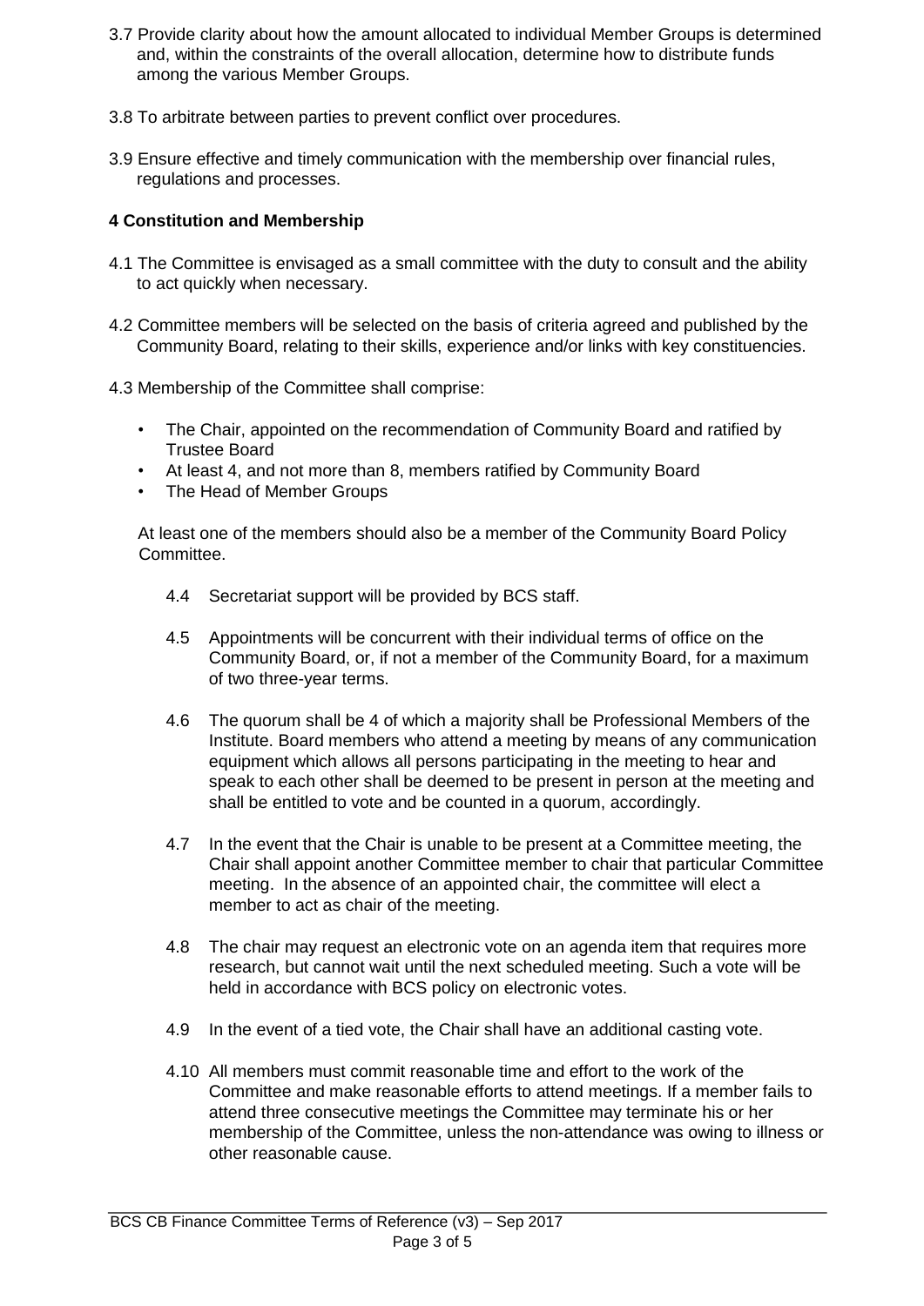3.7 Provide clarity about how the amount allocated to individual Member Groups is determined and, within the constraints of the overall allocation, determine how to distribute funds among the various Member Groups.

3.8 To arbitrate between parties to prevent conflict over procedures.

3.9 Ensure effective and timely communication with the membership over financial rules, regulations and processes.

## 4 Constitution and Membership

4.1 The Committee is envisaged as a small committee with the duty to consult and the ability to act quickly when necessary.

4.2 Committee members will be selected on the basis of criteria agreed and published by the Community Board, relating to their skills, experience and/or links with key constituencies.

4.3 Membership of the Committee shall comprise:

- The Chair, appointed on the recommendation of Community Board and ratified by Trustee Board
- At least 4, and not more than 8, members ratified by Community Board
- The Head of Member Groups

At least one of the members should also be a member of the Community Board Policy Committee.

4.4 Secretariat support will be provided by BCS staff.

4.5 Appointments will be concurrent with their individual terms of office on the Community Board, or, if not a member of the Community Board, for a maximum of two three-year terms.

4.6 The quorum shall be 4 of which a majority shall be Professional Members of the Institute. Board members who attend a meeting by means of any communication equipment which allows all persons participating in the meeting to hear and speak to each other shall be deemed to be present in person at the meeting and shall be entitled to vote and be counted in a quorum, accordingly.

4.7 In the event that the Chair is unable to be present at a Committee meeting, the Chair shall appoint another Committee member to chair that particular Committee meeting. In the absence of an appointed chair, the committee will elect a member to act as chair of the meeting.

4.8 The chair may request an electronic vote on an agenda item that requires more research, but cannot wait until the next scheduled meeting. Such a vote will be held in accordance with BCS policy on electronic votes.

4.9 In the event of a tied vote, the Chair shall have an additional casting vote.

4.10 All members must commit reasonable time and effort to the work of the Committee and make reasonable efforts to attend meetings. If a member fails to attend three consecutive meetings the Committee may terminate his or her membership of the Committee, unless the non-attendance was owing to illness or other reasonable cause.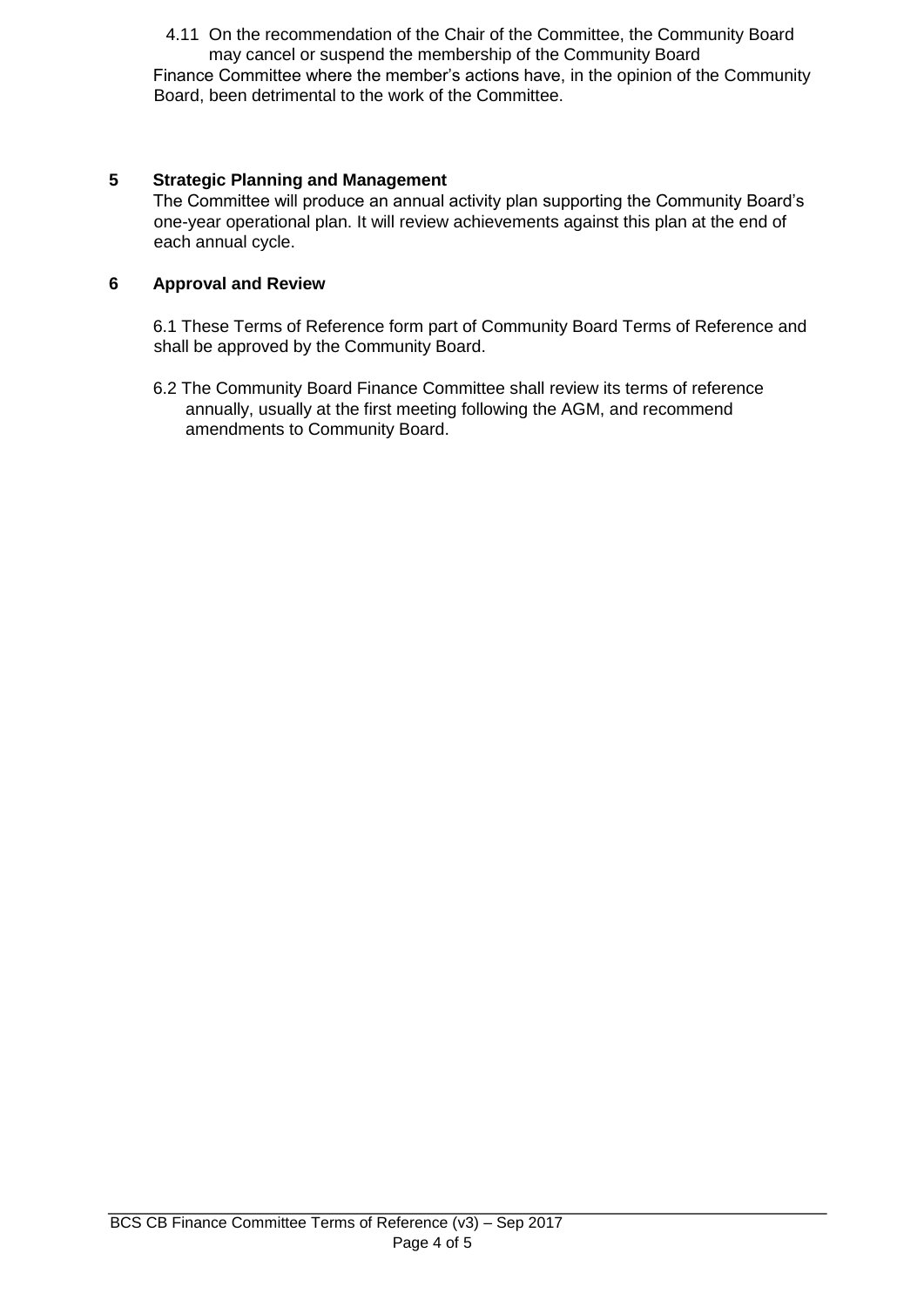4.11 On the recommendation of the Chair of the Committee, the Community Board may cancel or suspend the membership of the Community Board Finance Committee where the member's actions have, in the opinion of the Community Board, been detrimental to the work of the Committee.

## 5 Strategic Planning and Management

The Committee will produce an annual activity plan supporting the Community Board's one-year operational plan. It will review achievements against this plan at the end of each annual cycle.

## 6 Approval and Review

6.1 These Terms of Reference form part of Community Board Terms of Reference and shall be approved by the Community Board.

6.2 The Community Board Finance Committee shall review its terms of reference annually, usually at the first meeting following the AGM, and recommend amendments to Community Board.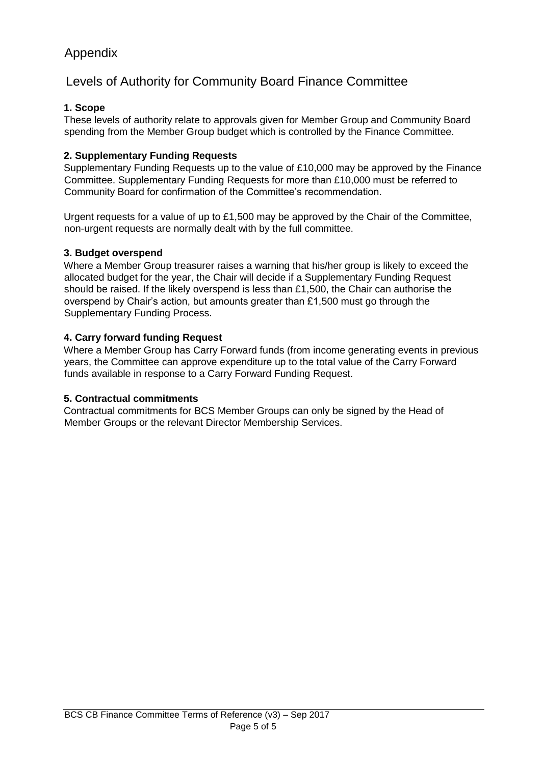# Appendix

## Levels of Authority for Community Board Finance Committee

### 1. Scope

These levels of authority relate to approvals given for Member Group and Community Board spending from the Member Group budget which is controlled by the Finance Committee.

### 2. Supplementary Funding Requests

Supplementary Funding Requests up to the value of £10,000 may be approved by the Finance Committee. Supplementary Funding Requests for more than £10,000 must be referred to Community Board for confirmation of the Committee's recommendation.

Urgent requests for a value of up to £1,500 may be approved by the Chair of the Committee, non-urgent requests are normally dealt with by the full committee.

### 3. Budget overspend

Where a Member Group treasurer raises a warning that his/her group is likely to exceed the allocated budget for the year, the Chair will decide if a Supplementary Funding Request should be raised. If the likely overspend is less than £1,500, the Chair can authorise the overspend by Chair's action, but amounts greater than £1,500 must go through the Supplementary Funding Process.

### 4. Carry forward funding Request

Where a Member Group has Carry Forward funds (from income generating events in previous years, the Committee can approve expenditure up to the total value of the Carry Forward funds available in response to a Carry Forward Funding Request.

### 5. Contractual commitments

Contractual commitments for BCS Member Groups can only be signed by the Head of Member Groups or the relevant Director Membership Services.